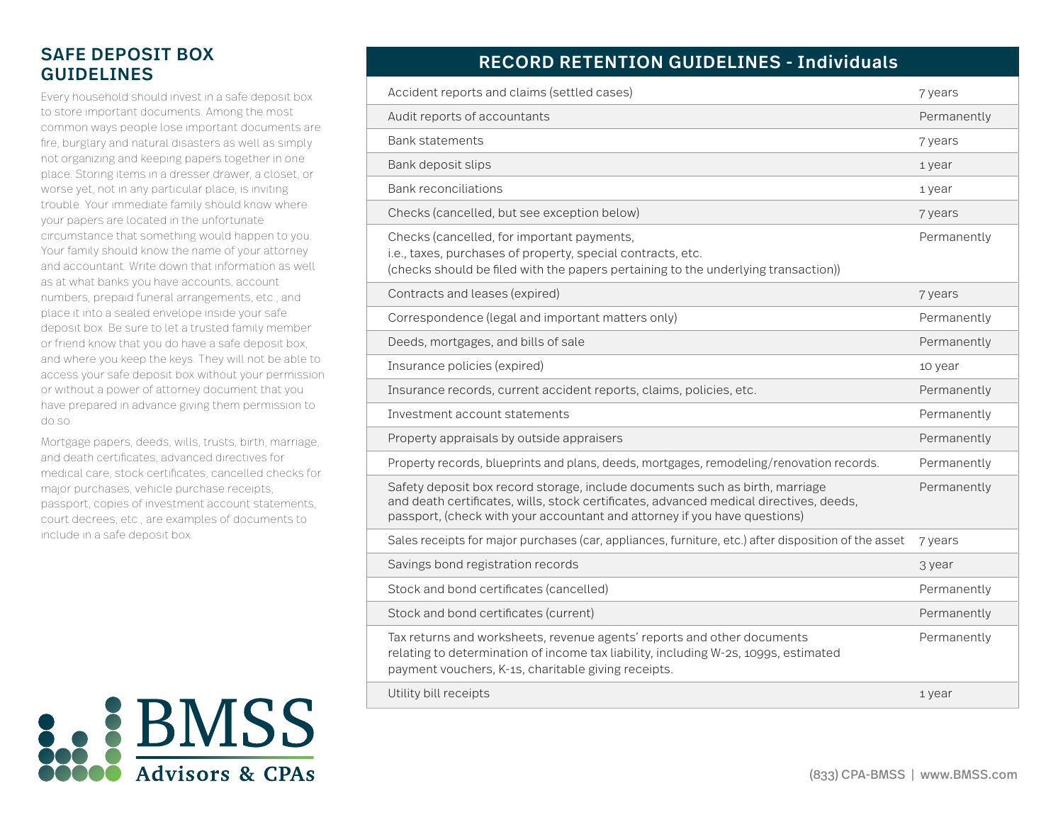## SAFE DEPOSIT BOX GUIDELINES

Every household should invest in a safe deposit box to store important documents. Among the most common ways people lose important documents are fire, burglary and natural disasters as well as simply not organizing and keeping papers together in one place. Storing items in a dresser drawer, a closet, or worse yet, not in any particular place, is inviting trouble. Your immediate family should know where your papers are located in the unfortunate circumstance that something would happen to you. Your family should know the name of your attorney and accountant. Write down that information as well as at what banks you have accounts, account numbers, prepaid funeral arrangements, etc., and place it into a sealed envelope inside your safe deposit box. Be sure to let a trusted family member or friend know that you do have a safe deposit box, and where you keep the keys. They will not be able to access your safe deposit box without your permission or without a power of attorney document that you have prepared in advance giving them permission to do so.

Mortgage papers, deeds, wills, trusts, birth, marriage, and death certificates, advanced directives for medical care, stock certificates, cancelled checks for major purchases, vehicle purchase receipts, passport, copies of investment account statements, court decrees, etc., are examples of documents to include in a safe deposit box.

## RECORD RETENTION GUIDELINES - Individuals

| Record | Retention |
|---|---|
| Accident reports and claims (settled cases) | 7 years |
| Audit reports of accountants | Permanently |
| Bank statements | 7 years |
| Bank deposit slips | 1 year |
| Bank reconciliations | 1 year |
| Checks (cancelled, but see exception below) | 7 years |
| Checks (cancelled, for important payments, i.e., taxes, purchases of property, special contracts, etc. (checks should be filed with the papers pertaining to the underlying transaction)) | Permanently |
| Contracts and leases (expired) | 7 years |
| Correspondence (legal and important matters only) | Permanently |
| Deeds, mortgages, and bills of sale | Permanently |
| Insurance policies (expired) | 10 year |
| Insurance records, current accident reports, claims, policies, etc. | Permanently |
| Investment account statements | Permanently |
| Property appraisals by outside appraisers | Permanently |
| Property records, blueprints and plans, deeds, mortgages, remodeling/renovation records. | Permanently |
| Safety deposit box record storage, include documents such as birth, marriage and death certificates, wills, stock certificates, advanced medical directives, deeds, passport, (check with your accountant and attorney if you have questions) | Permanently |
| Sales receipts for major purchases (car, appliances, furniture, etc.) after disposition of the asset | 7 years |
| Savings bond registration records | 3 year |
| Stock and bond certificates (cancelled) | Permanently |
| Stock and bond certificates (current) | Permanently |
| Tax returns and worksheets, revenue agents' reports and other documents relating to determination of income tax liability, including W-2s, 1099s, estimated payment vouchers, K-1s, charitable giving receipts. | Permanently |
| Utility bill receipts | 1 year |

BMSS Advisors & CPAs

(833) CPA-BMSS | www.BMSS.com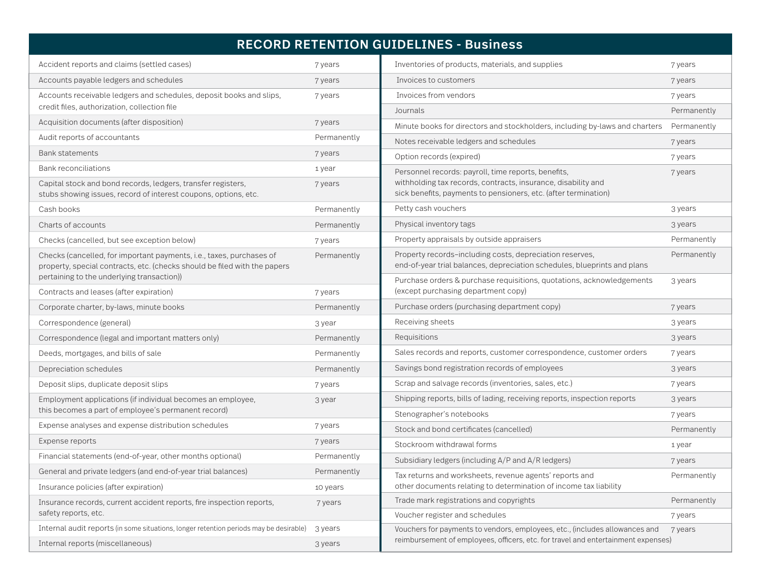# RECORD RETENTION GUIDELINES - Business

| | |
|---|---|
| Accident reports and claims (settled cases) | 7 years |
| Accounts payable ledgers and schedules | 7 years |
| Accounts receivable ledgers and schedules, deposit books and slips, credit files, authorization, collection file | 7 years |
| Acquisition documents (after disposition) | 7 years |
| Audit reports of accountants | Permanently |
| Bank statements | 7 years |
| Bank reconciliations | 1 year |
| Capital stock and bond records, ledgers, transfer registers, stubs showing issues, record of interest coupons, options, etc. | 7 years |
| Cash books | Permanently |
| Charts of accounts | Permanently |
| Checks (cancelled, but see exception below) | 7 years |
| Checks (cancelled, for important payments, i.e., taxes, purchases of property, special contracts, etc. (checks should be filed with the papers pertaining to the underlying transaction)) | Permanently |
| Contracts and leases (after expiration) | 7 years |
| Corporate charter, by-laws, minute books | Permanently |
| Correspondence (general) | 3 year |
| Correspondence (legal and important matters only) | Permanently |
| Deeds, mortgages, and bills of sale | Permanently |
| Depreciation schedules | Permanently |
| Deposit slips, duplicate deposit slips | 7 years |
| Employment applications (if individual becomes an employee, this becomes a part of employee's permanent record) | 3 year |
| Expense analyses and expense distribution schedules | 7 years |
| Expense reports | 7 years |
| Financial statements (end-of-year, other months optional) | Permanently |
| General and private ledgers (and end-of-year trial balances) | Permanently |
| Insurance policies (after expiration) | 10 years |
| Insurance records, current accident reports, fire inspection reports, safety reports, etc. | 7 years |
| Internal audit reports (in some situations, longer retention periods may be desirable) | 3 years |
| Internal reports (miscellaneous) | 3 years |
| Inventories of products, materials, and supplies | 7 years |
| Invoices to customers | 7 years |
| Invoices from vendors | 7 years |
| Journals | Permanently |
| Minute books for directors and stockholders, including by-laws and charters | Permanently |
| Notes receivable ledgers and schedules | 7 years |
| Option records (expired) | 7 years |
| Personnel records: payroll, time reports, benefits, withholding tax records, contracts, insurance, disability and sick benefits, payments to pensioners, etc. (after termination) | 7 years |
| Petty cash vouchers | 3 years |
| Physical inventory tags | 3 years |
| Property appraisals by outside appraisers | Permanently |
| Property records–including costs, depreciation reserves, end-of-year trial balances, depreciation schedules, blueprints and plans | Permanently |
| Purchase orders & purchase requisitions, quotations, acknowledgements (except purchasing department copy) | 3 years |
| Purchase orders (purchasing department copy) | 7 years |
| Receiving sheets | 3 years |
| Requisitions | 3 years |
| Sales records and reports, customer correspondence, customer orders | 7 years |
| Savings bond registration records of employees | 3 years |
| Scrap and salvage records (inventories, sales, etc.) | 7 years |
| Shipping reports, bills of lading, receiving reports, inspection reports | 3 years |
| Stenographer's notebooks | 7 years |
| Stock and bond certificates (cancelled) | Permanently |
| Stockroom withdrawal forms | 1 year |
| Subsidiary ledgers (including A/P and A/R ledgers) | 7 years |
| Tax returns and worksheets, revenue agents' reports and other documents relating to determination of income tax liability | Permanently |
| Trade mark registrations and copyrights | Permanently |
| Voucher register and schedules | 7 years |
| Vouchers for payments to vendors, employees, etc., (includes allowances and reimbursement of employees, officers, etc. for travel and entertainment expenses) | 7 years |